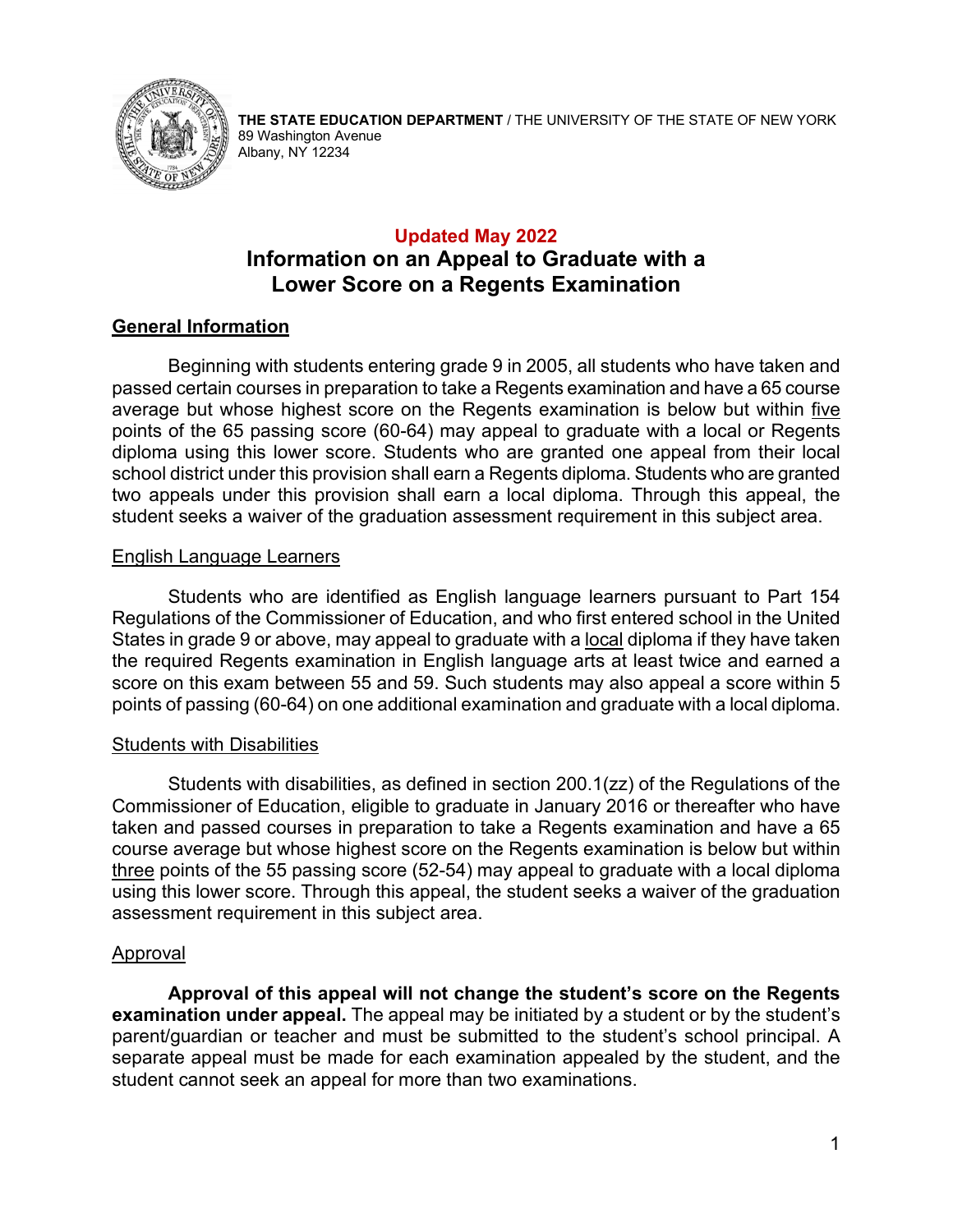**THE STATE EDUCATION DEPARTMENT** / THE UNIVERSITY OF THE STATE OF NEW YORK
89 Washington Avenue
Albany, NY 12234

**Updated May 2022**

# Information on an Appeal to Graduate with a Lower Score on a Regents Examination

## General Information

Beginning with students entering grade 9 in 2005, all students who have taken and passed certain courses in preparation to take a Regents examination and have a 65 course average but whose highest score on the Regents examination is below but within five points of the 65 passing score (60-64) may appeal to graduate with a local or Regents diploma using this lower score. Students who are granted one appeal from their local school district under this provision shall earn a Regents diploma. Students who are granted two appeals under this provision shall earn a local diploma. Through this appeal, the student seeks a waiver of the graduation assessment requirement in this subject area.

### English Language Learners

Students who are identified as English language learners pursuant to Part 154 Regulations of the Commissioner of Education, and who first entered school in the United States in grade 9 or above, may appeal to graduate with a local diploma if they have taken the required Regents examination in English language arts at least twice and earned a score on this exam between 55 and 59. Such students may also appeal a score within 5 points of passing (60-64) on one additional examination and graduate with a local diploma.

### Students with Disabilities

Students with disabilities, as defined in section 200.1(zz) of the Regulations of the Commissioner of Education, eligible to graduate in January 2016 or thereafter who have taken and passed courses in preparation to take a Regents examination and have a 65 course average but whose highest score on the Regents examination is below but within three points of the 55 passing score (52-54) may appeal to graduate with a local diploma using this lower score. Through this appeal, the student seeks a waiver of the graduation assessment requirement in this subject area.

### Approval

**Approval of this appeal will not change the student's score on the Regents examination under appeal.** The appeal may be initiated by a student or by the student's parent/guardian or teacher and must be submitted to the student's school principal. A separate appeal must be made for each examination appealed by the student, and the student cannot seek an appeal for more than two examinations.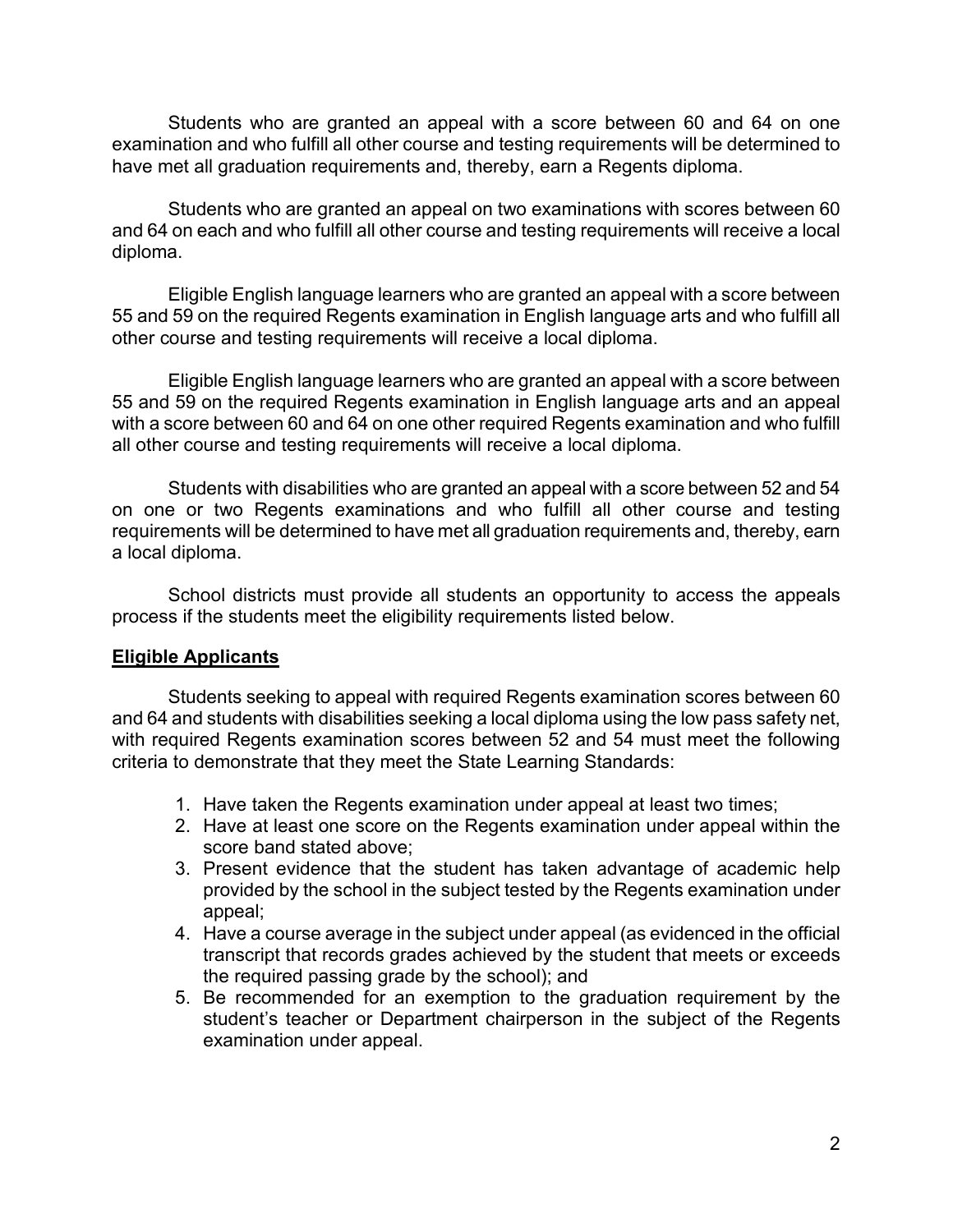Students who are granted an appeal with a score between 60 and 64 on one examination and who fulfill all other course and testing requirements will be determined to have met all graduation requirements and, thereby, earn a Regents diploma.

Students who are granted an appeal on two examinations with scores between 60 and 64 on each and who fulfill all other course and testing requirements will receive a local diploma.

Eligible English language learners who are granted an appeal with a score between 55 and 59 on the required Regents examination in English language arts and who fulfill all other course and testing requirements will receive a local diploma.

Eligible English language learners who are granted an appeal with a score between 55 and 59 on the required Regents examination in English language arts and an appeal with a score between 60 and 64 on one other required Regents examination and who fulfill all other course and testing requirements will receive a local diploma.

Students with disabilities who are granted an appeal with a score between 52 and 54 on one or two Regents examinations and who fulfill all other course and testing requirements will be determined to have met all graduation requirements and, thereby, earn a local diploma.

School districts must provide all students an opportunity to access the appeals process if the students meet the eligibility requirements listed below.

## Eligible Applicants

Students seeking to appeal with required Regents examination scores between 60 and 64 and students with disabilities seeking a local diploma using the low pass safety net, with required Regents examination scores between 52 and 54 must meet the following criteria to demonstrate that they meet the State Learning Standards:

1. Have taken the Regents examination under appeal at least two times;
2. Have at least one score on the Regents examination under appeal within the score band stated above;
3. Present evidence that the student has taken advantage of academic help provided by the school in the subject tested by the Regents examination under appeal;
4. Have a course average in the subject under appeal (as evidenced in the official transcript that records grades achieved by the student that meets or exceeds the required passing grade by the school); and
5. Be recommended for an exemption to the graduation requirement by the student's teacher or Department chairperson in the subject of the Regents examination under appeal.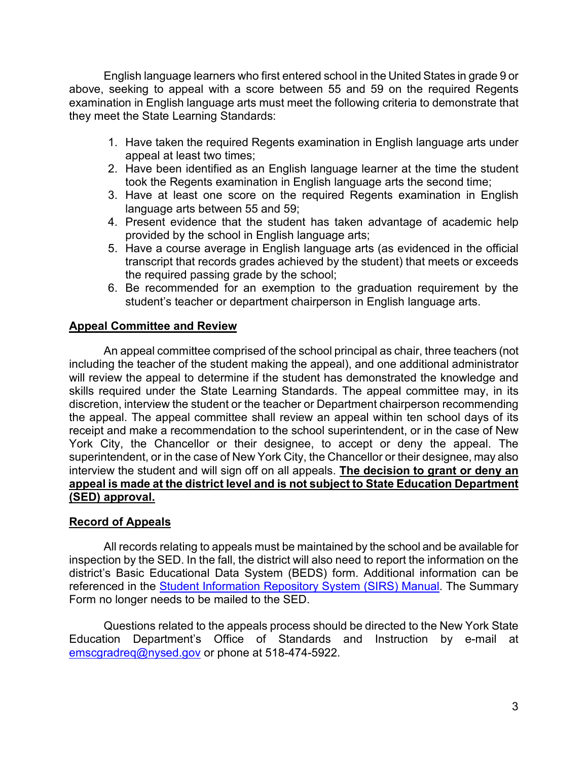English language learners who first entered school in the United States in grade 9 or above, seeking to appeal with a score between 55 and 59 on the required Regents examination in English language arts must meet the following criteria to demonstrate that they meet the State Learning Standards:

1. Have taken the required Regents examination in English language arts under appeal at least two times;
2. Have been identified as an English language learner at the time the student took the Regents examination in English language arts the second time;
3. Have at least one score on the required Regents examination in English language arts between 55 and 59;
4. Present evidence that the student has taken advantage of academic help provided by the school in English language arts;
5. Have a course average in English language arts (as evidenced in the official transcript that records grades achieved by the student) that meets or exceeds the required passing grade by the school;
6. Be recommended for an exemption to the graduation requirement by the student's teacher or department chairperson in English language arts.

## Appeal Committee and Review

An appeal committee comprised of the school principal as chair, three teachers (not including the teacher of the student making the appeal), and one additional administrator will review the appeal to determine if the student has demonstrated the knowledge and skills required under the State Learning Standards. The appeal committee may, in its discretion, interview the student or the teacher or Department chairperson recommending the appeal. The appeal committee shall review an appeal within ten school days of its receipt and make a recommendation to the school superintendent, or in the case of New York City, the Chancellor or their designee, to accept or deny the appeal. The superintendent, or in the case of New York City, the Chancellor or their designee, may also interview the student and will sign off on all appeals. **The decision to grant or deny an appeal is made at the district level and is not subject to State Education Department (SED) approval.**

## Record of Appeals

All records relating to appeals must be maintained by the school and be available for inspection by the SED. In the fall, the district will also need to report the information on the district's Basic Educational Data System (BEDS) form. Additional information can be referenced in the Student Information Repository System (SIRS) Manual. The Summary Form no longer needs to be mailed to the SED.

Questions related to the appeals process should be directed to the New York State Education Department's Office of Standards and Instruction by e-mail at emscgradreq@nysed.gov or phone at 518-474-5922.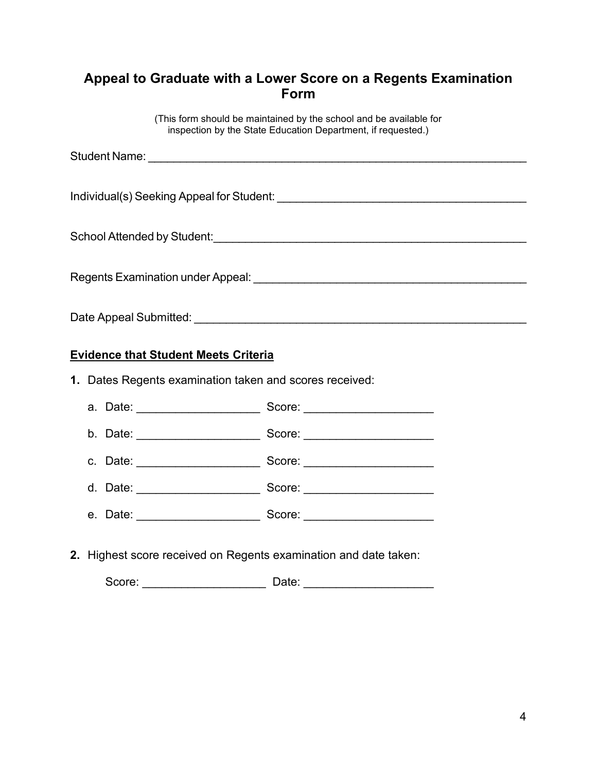## Appeal to Graduate with a Lower Score on a Regents Examination Form

(This form should be maintained by the school and be available for inspection by the State Education Department, if requested.)

Student Name: ______________________________________________________________

Individual(s) Seeking Appeal for Student: ________________________________________

School Attended by Student:___________________________________________________

Regents Examination under Appeal: _____________________________________________

Date Appeal Submitted: ______________________________________________________

**<u>Evidence that Student Meets Criteria</u>**

**1.** Dates Regents examination taken and scores received:

a. Date: ___________________ Score: ____________________

b. Date: ___________________ Score: ____________________

c. Date: ___________________ Score: ____________________

d. Date: ___________________ Score: ____________________

e. Date: ___________________ Score: ____________________

**2.** Highest score received on Regents examination and date taken:

Score: ___________________ Date: ____________________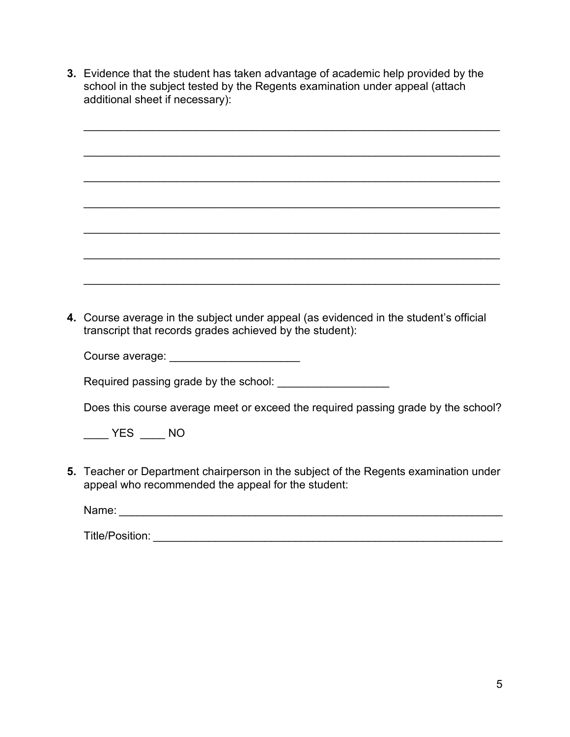3. Evidence that the student has taken advantage of academic help provided by the school in the subject tested by the Regents examination under appeal (attach additional sheet if necessary):

_________________________________________________________________

_________________________________________________________________

_________________________________________________________________

_________________________________________________________________

_________________________________________________________________

_________________________________________________________________

_________________________________________________________________

4. Course average in the subject under appeal (as evidenced in the student's official transcript that records grades achieved by the student):

Course average: ____________________

Required passing grade by the school: _________________

Does this course average meet or exceed the required passing grade by the school?

____ YES ____ NO

5. Teacher or Department chairperson in the subject of the Regents examination under appeal who recommended the appeal for the student:

Name: _____________________________________________________________

Title/Position: _______________________________________________________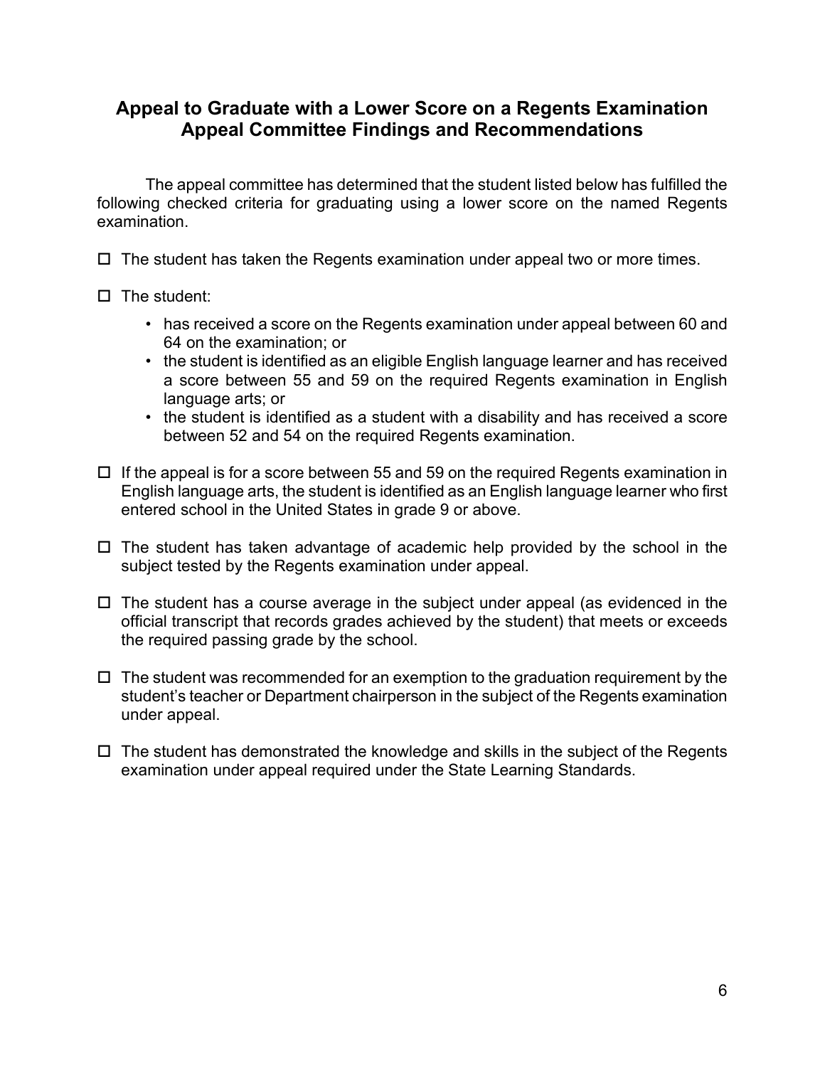## Appeal to Graduate with a Lower Score on a Regents Examination
## Appeal Committee Findings and Recommendations

The appeal committee has determined that the student listed below has fulfilled the following checked criteria for graduating using a lower score on the named Regents examination.

- ☐ The student has taken the Regents examination under appeal two or more times.

- ☐ The student:
  - has received a score on the Regents examination under appeal between 60 and 64 on the examination; or
  - the student is identified as an eligible English language learner and has received a score between 55 and 59 on the required Regents examination in English language arts; or
  - the student is identified as a student with a disability and has received a score between 52 and 54 on the required Regents examination.

- ☐ If the appeal is for a score between 55 and 59 on the required Regents examination in English language arts, the student is identified as an English language learner who first entered school in the United States in grade 9 or above.

- ☐ The student has taken advantage of academic help provided by the school in the subject tested by the Regents examination under appeal.

- ☐ The student has a course average in the subject under appeal (as evidenced in the official transcript that records grades achieved by the student) that meets or exceeds the required passing grade by the school.

- ☐ The student was recommended for an exemption to the graduation requirement by the student's teacher or Department chairperson in the subject of the Regents examination under appeal.

- ☐ The student has demonstrated the knowledge and skills in the subject of the Regents examination under appeal required under the State Learning Standards.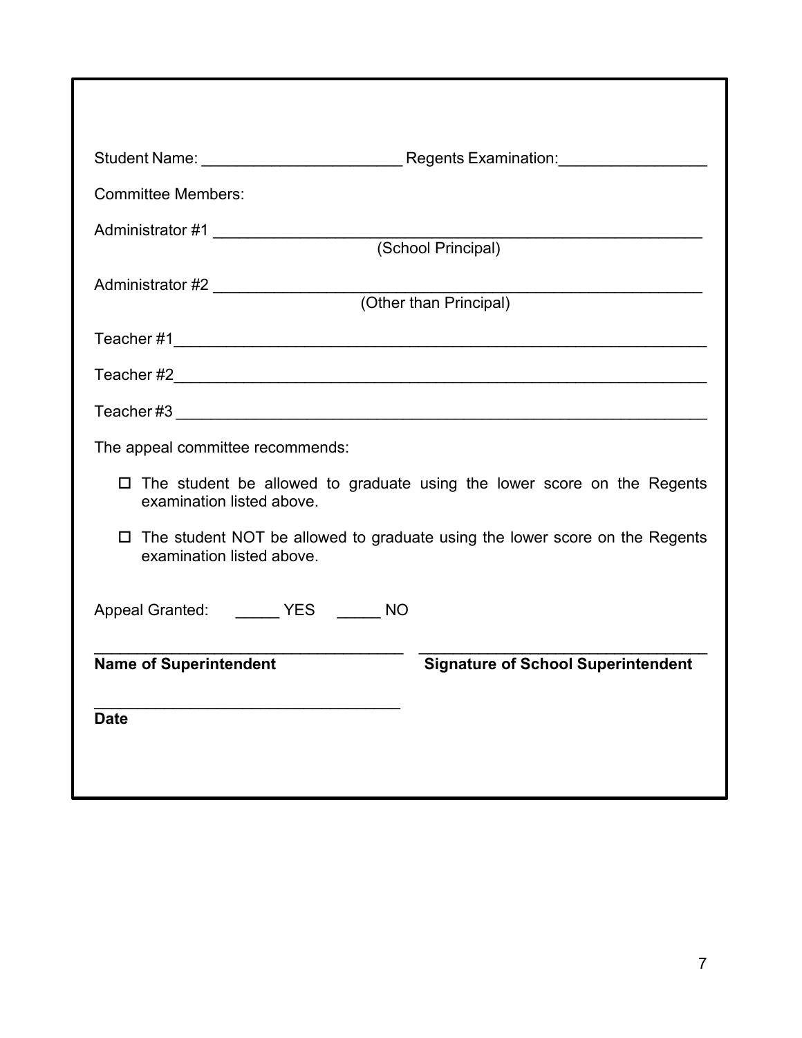Student Name: _______________________ Regents Examination: _________________

Committee Members:

Administrator #1 ________________________________________________________
(School Principal)

Administrator #2 ________________________________________________________
(Other than Principal)

Teacher #1______________________________________________________________

Teacher #2______________________________________________________________

Teacher #3 ______________________________________________________________

The appeal committee recommends:

- ☐ The student be allowed to graduate using the lower score on the Regents examination listed above.
- ☐ The student NOT be allowed to graduate using the lower score on the Regents examination listed above.

Appeal Granted: _____ YES _____ NO

____________________________________ ____________________________________
**Name of Superintendent** **Signature of School Superintendent**

____________________________________
**Date**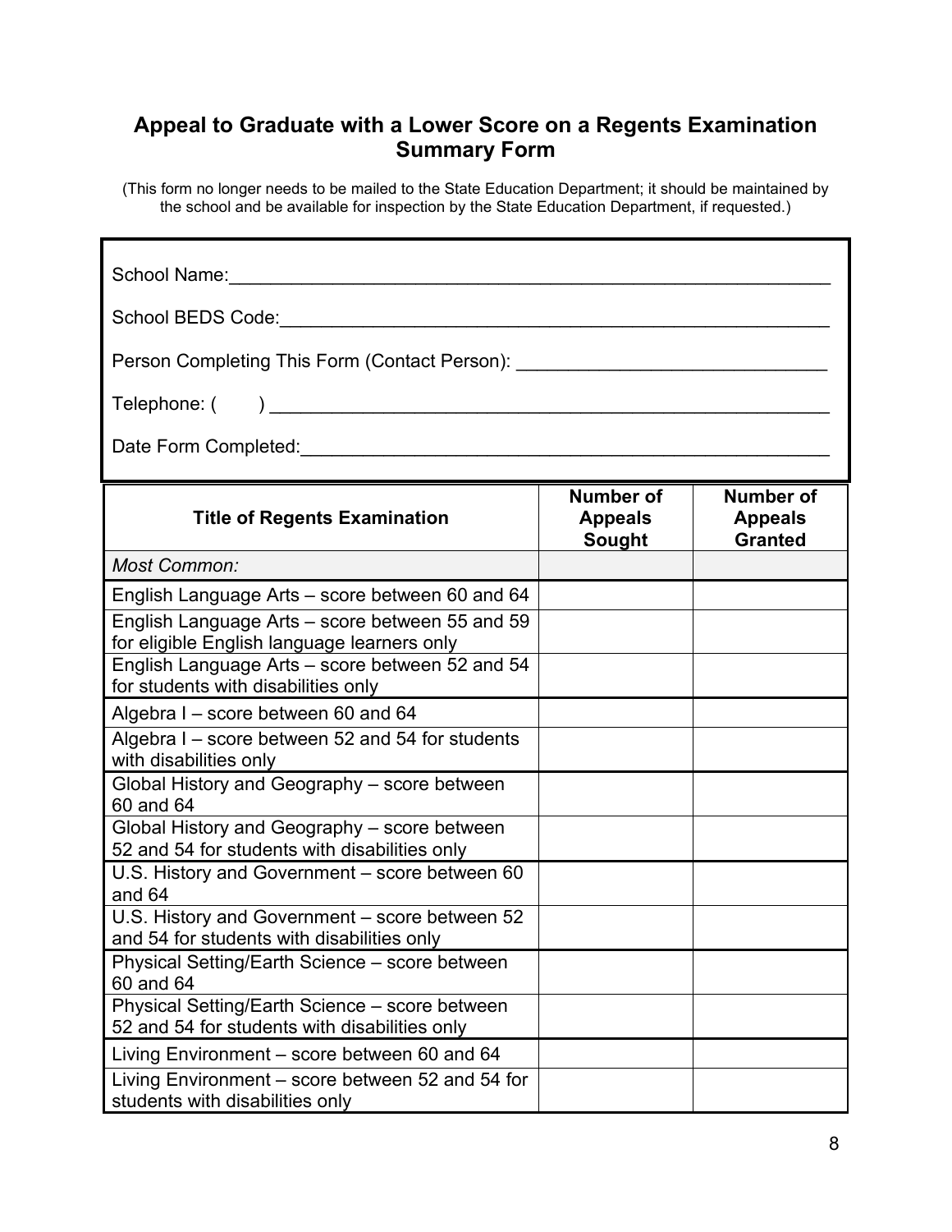## Appeal to Graduate with a Lower Score on a Regents Examination Summary Form

(This form no longer needs to be mailed to the State Education Department; it should be maintained by the school and be available for inspection by the State Education Department, if requested.)

School Name:___________________________________________________________

School BEDS Code:_______________________________________________________

Person Completing This Form (Contact Person): ______________________________

Telephone: ( ) _________________________________________________________

Date Form Completed:____________________________________________________

| Title of Regents Examination | Number of Appeals Sought | Number of Appeals Granted |
|---|---|---|
| *Most Common:* | | |
| English Language Arts – score between 60 and 64 | | |
| English Language Arts – score between 55 and 59 for eligible English language learners only | | |
| English Language Arts – score between 52 and 54 for students with disabilities only | | |
| Algebra I – score between 60 and 64 | | |
| Algebra I – score between 52 and 54 for students with disabilities only | | |
| Global History and Geography – score between 60 and 64 | | |
| Global History and Geography – score between 52 and 54 for students with disabilities only | | |
| U.S. History and Government – score between 60 and 64 | | |
| U.S. History and Government – score between 52 and 54 for students with disabilities only | | |
| Physical Setting/Earth Science – score between 60 and 64 | | |
| Physical Setting/Earth Science – score between 52 and 54 for students with disabilities only | | |
| Living Environment – score between 60 and 64 | | |
| Living Environment – score between 52 and 54 for students with disabilities only | | |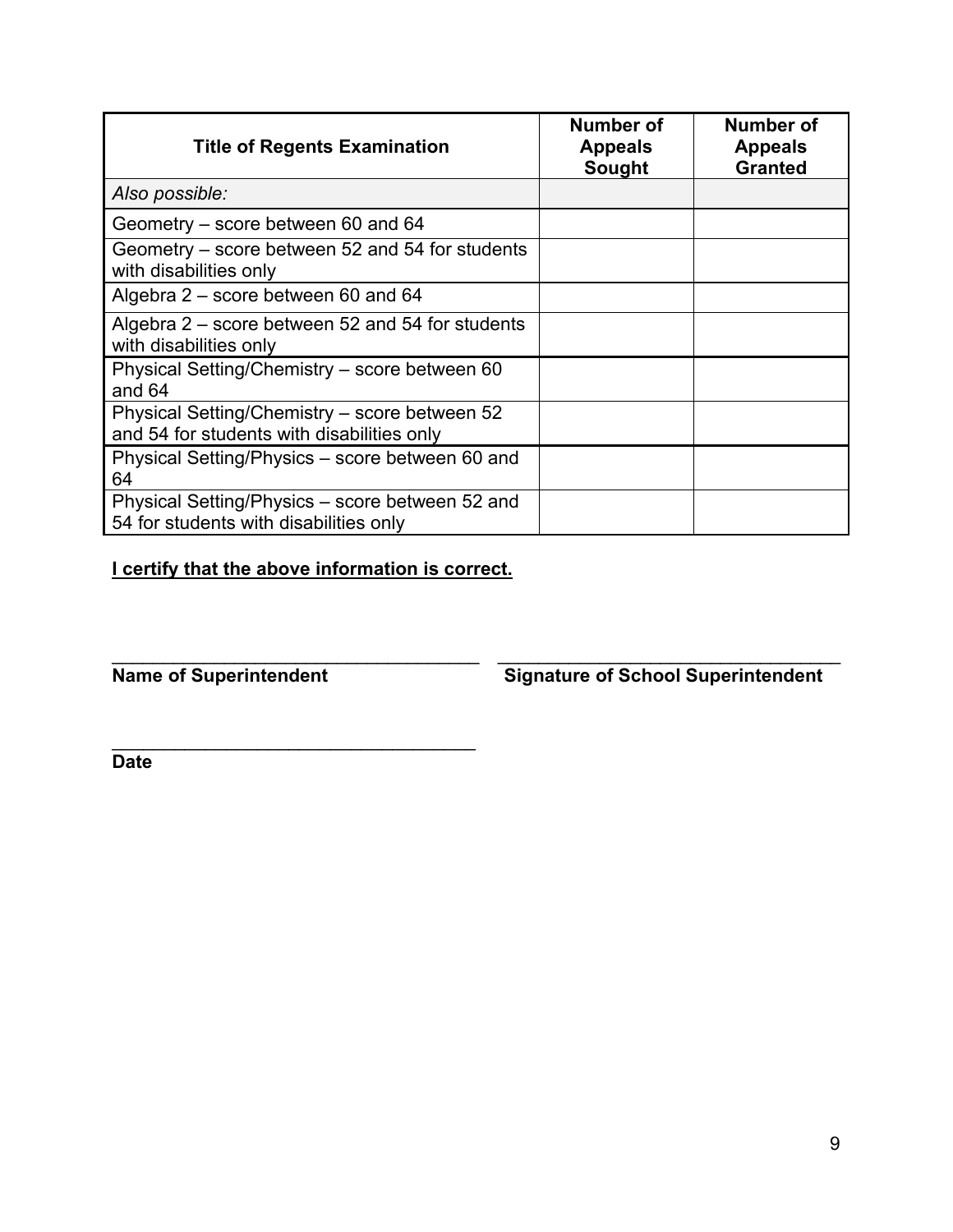| Title of Regents Examination | Number of Appeals Sought | Number of Appeals Granted |
|---|---|---|
| *Also possible:* | | |
| Geometry – score between 60 and 64 | | |
| Geometry – score between 52 and 54 for students with disabilities only | | |
| Algebra 2 – score between 60 and 64 | | |
| Algebra 2 – score between 52 and 54 for students with disabilities only | | |
| Physical Setting/Chemistry – score between 60 and 64 | | |
| Physical Setting/Chemistry – score between 52 and 54 for students with disabilities only | | |
| Physical Setting/Physics – score between 60 and 64 | | |
| Physical Setting/Physics – score between 52 and 54 for students with disabilities only | | |

**<u>I certify that the above information is correct.</u>**

____________________________________
**Name of Superintendent**

____________________________________
**Signature of School Superintendent**

____________________________________
**Date**